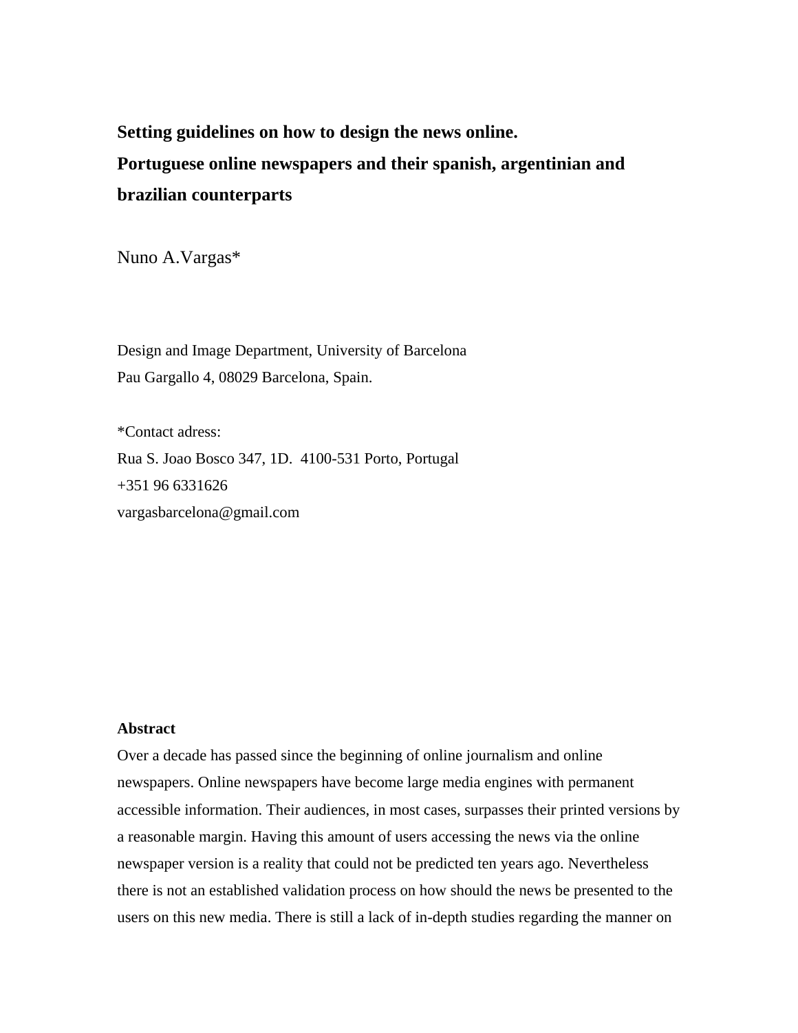# Setting guidelines on how to design the news online. Portuguese online newspapers and their spanish, argentinian and brazilian counterparts

Nuno A.Vargas*

Design and Image Department, University of Barcelona
Pau Gargallo 4, 08029 Barcelona, Spain.

*Contact adress:
Rua S. Joao Bosco 347, 1D. 4100-531 Porto, Portugal
+351 96 6331626
vargasbarcelona@gmail.com

**Abstract**

Over a decade has passed since the beginning of online journalism and online newspapers. Online newspapers have become large media engines with permanent accessible information. Their audiences, in most cases, surpasses their printed versions by a reasonable margin. Having this amount of users accessing the news via the online newspaper version is a reality that could not be predicted ten years ago. Nevertheless there is not an established validation process on how should the news be presented to the users on this new media. There is still a lack of in-depth studies regarding the manner on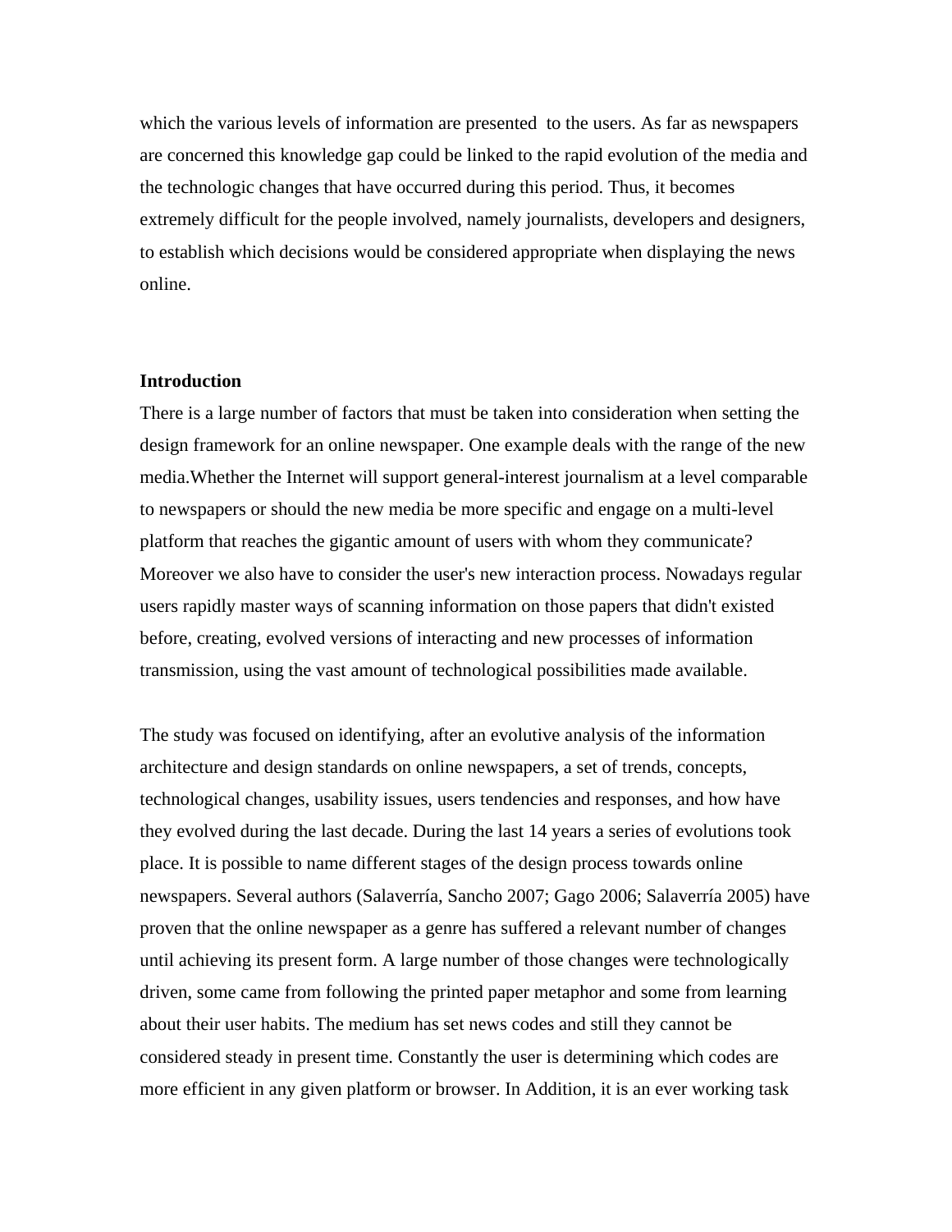which the various levels of information are presented  to the users. As far as newspapers are concerned this knowledge gap could be linked to the rapid evolution of the media and the technologic changes that have occurred during this period. Thus, it becomes extremely difficult for the people involved, namely journalists, developers and designers, to establish which decisions would be considered appropriate when displaying the news online.

**Introduction**

There is a large number of factors that must be taken into consideration when setting the design framework for an online newspaper. One example deals with the range of the new media.Whether the Internet will support general-interest journalism at a level comparable to newspapers or should the new media be more specific and engage on a multi-level platform that reaches the gigantic amount of users with whom they communicate? Moreover we also have to consider the user's new interaction process. Nowadays regular users rapidly master ways of scanning information on those papers that didn't existed before, creating, evolved versions of interacting and new processes of information transmission, using the vast amount of technological possibilities made available.

The study was focused on identifying, after an evolutive analysis of the information architecture and design standards on online newspapers, a set of trends, concepts, technological changes, usability issues, users tendencies and responses, and how have they evolved during the last decade. During the last 14 years a series of evolutions took place. It is possible to name different stages of the design process towards online newspapers. Several authors (Salaverría, Sancho 2007; Gago 2006; Salaverría 2005) have proven that the online newspaper as a genre has suffered a relevant number of changes until achieving its present form. A large number of those changes were technologically driven, some came from following the printed paper metaphor and some from learning about their user habits. The medium has set news codes and still they cannot be considered steady in present time. Constantly the user is determining which codes are more efficient in any given platform or browser. In Addition, it is an ever working task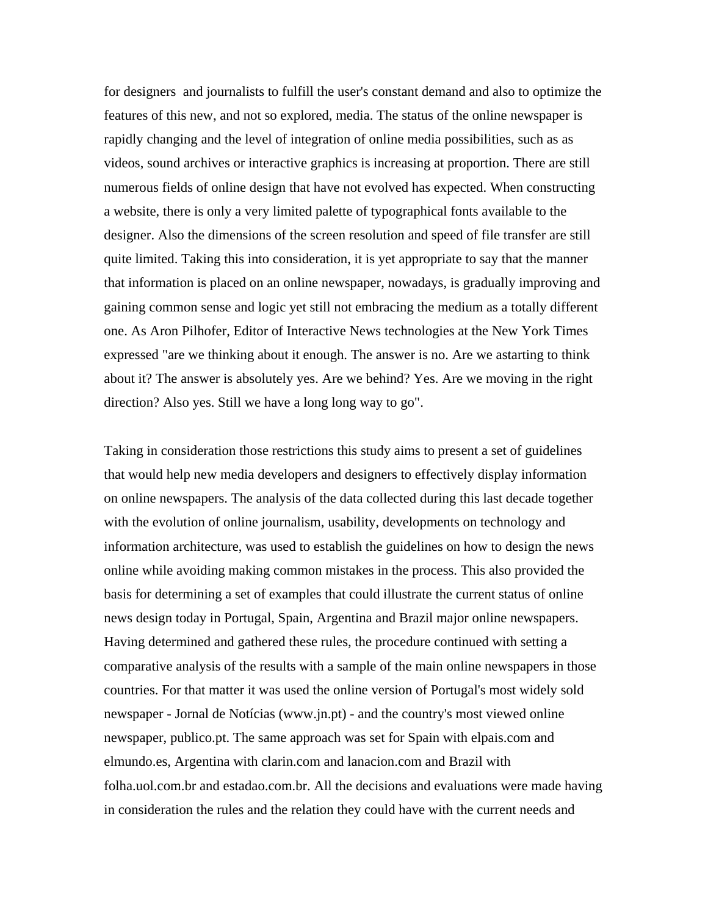for designers  and journalists to fulfill the user's constant demand and also to optimize the features of this new, and not so explored, media. The status of the online newspaper is rapidly changing and the level of integration of online media possibilities, such as as videos, sound archives or interactive graphics is increasing at proportion. There are still numerous fields of online design that have not evolved has expected. When constructing a website, there is only a very limited palette of typographical fonts available to the designer. Also the dimensions of the screen resolution and speed of file transfer are still quite limited. Taking this into consideration, it is yet appropriate to say that the manner that information is placed on an online newspaper, nowadays, is gradually improving and gaining common sense and logic yet still not embracing the medium as a totally different one. As Aron Pilhofer, Editor of Interactive News technologies at the New York Times expressed "are we thinking about it enough. The answer is no. Are we astarting to think about it? The answer is absolutely yes. Are we behind? Yes. Are we moving in the right direction? Also yes. Still we have a long long way to go".

Taking in consideration those restrictions this study aims to present a set of guidelines that would help new media developers and designers to effectively display information on online newspapers. The analysis of the data collected during this last decade together with the evolution of online journalism, usability, developments on technology and information architecture, was used to establish the guidelines on how to design the news online while avoiding making common mistakes in the process. This also provided the basis for determining a set of examples that could illustrate the current status of online news design today in Portugal, Spain, Argentina and Brazil major online newspapers. Having determined and gathered these rules, the procedure continued with setting a comparative analysis of the results with a sample of the main online newspapers in those countries. For that matter it was used the online version of Portugal's most widely sold newspaper - Jornal de Notícias (www.jn.pt) - and the country's most viewed online newspaper, publico.pt. The same approach was set for Spain with elpais.com and elmundo.es, Argentina with clarin.com and lanacion.com and Brazil with folha.uol.com.br and estadao.com.br. All the decisions and evaluations were made having in consideration the rules and the relation they could have with the current needs and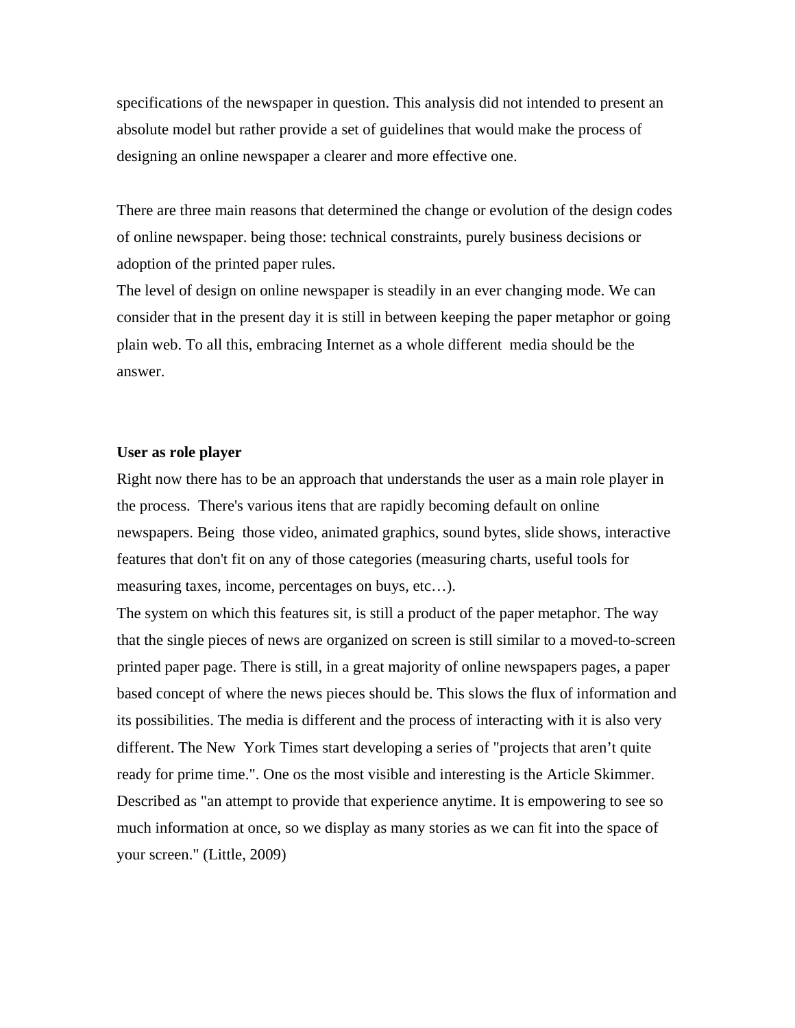specifications of the newspaper in question. This analysis did not intended to present an absolute model but rather provide a set of guidelines that would make the process of designing an online newspaper a clearer and more effective one.

There are three main reasons that determined the change or evolution of the design codes of online newspaper. being those: technical constraints, purely business decisions or adoption of the printed paper rules.

The level of design on online newspaper is steadily in an ever changing mode. We can consider that in the present day it is still in between keeping the paper metaphor or going plain web. To all this, embracing Internet as a whole different media should be the answer.

**User as role player**

Right now there has to be an approach that understands the user as a main role player in the process. There's various itens that are rapidly becoming default on online newspapers. Being those video, animated graphics, sound bytes, slide shows, interactive features that don't fit on any of those categories (measuring charts, useful tools for measuring taxes, income, percentages on buys, etc…).

The system on which this features sit, is still a product of the paper metaphor. The way that the single pieces of news are organized on screen is still similar to a moved-to-screen printed paper page. There is still, in a great majority of online newspapers pages, a paper based concept of where the news pieces should be. This slows the flux of information and its possibilities. The media is different and the process of interacting with it is also very different. The New York Times start developing a series of "projects that aren't quite ready for prime time.". One os the most visible and interesting is the Article Skimmer. Described as "an attempt to provide that experience anytime. It is empowering to see so much information at once, so we display as many stories as we can fit into the space of your screen." (Little, 2009)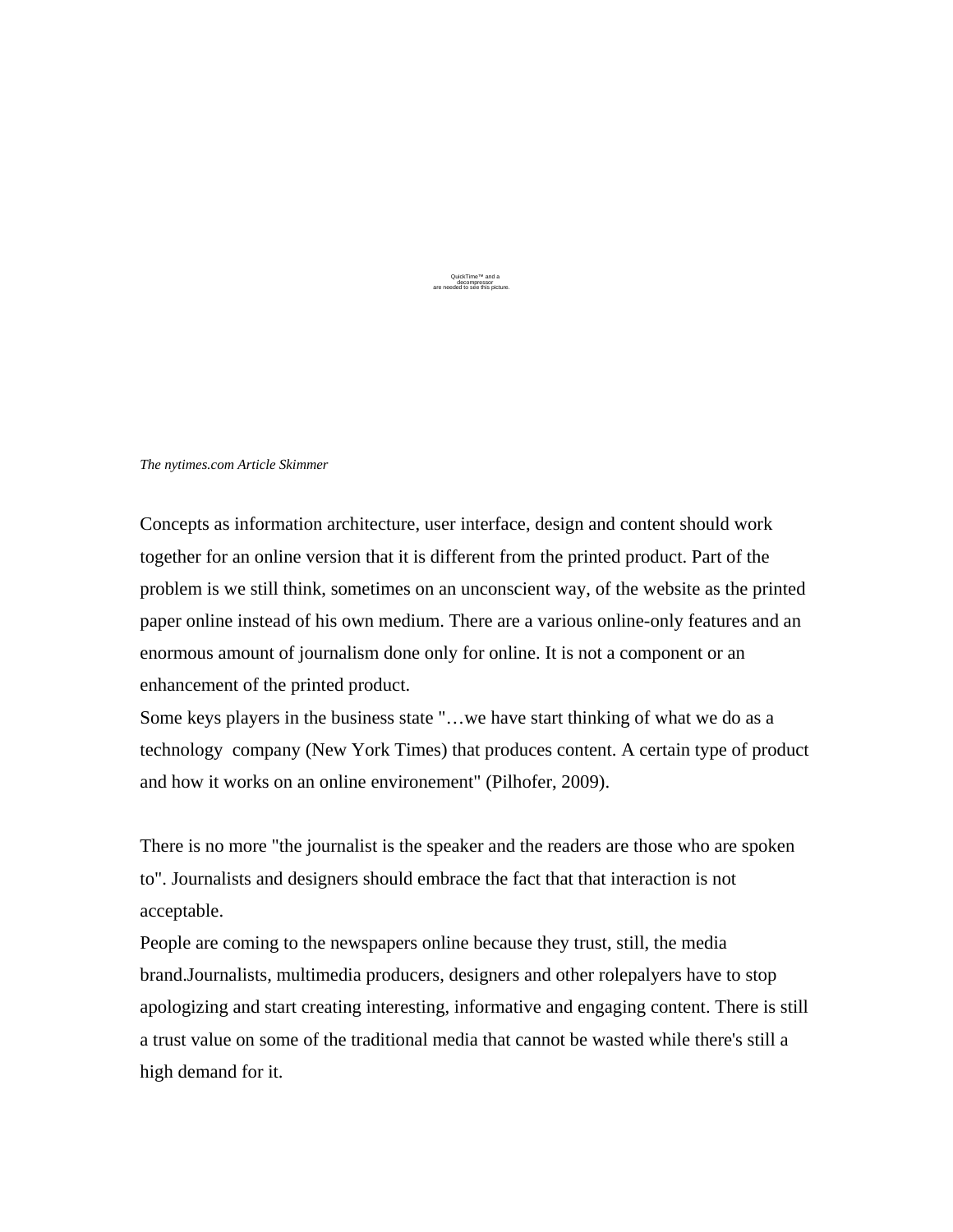QuickTime™ and a decompressor are needed to see this picture.

*The nytimes.com Article Skimmer*

Concepts as information architecture, user interface, design and content should work together for an online version that it is different from the printed product. Part of the problem is we still think, sometimes on an unconscient way, of the website as the printed paper online instead of his own medium. There are a various online-only features and an enormous amount of journalism done only for online. It is not a component or an enhancement of the printed product.

Some keys players in the business state "…we have start thinking of what we do as a technology company (New York Times) that produces content. A certain type of product and how it works on an online environement" (Pilhofer, 2009).

There is no more "the journalist is the speaker and the readers are those who are spoken to". Journalists and designers should embrace the fact that that interaction is not acceptable.

People are coming to the newspapers online because they trust, still, the media brand.Journalists, multimedia producers, designers and other rolepalyers have to stop apologizing and start creating interesting, informative and engaging content. There is still a trust value on some of the traditional media that cannot be wasted while there's still a high demand for it.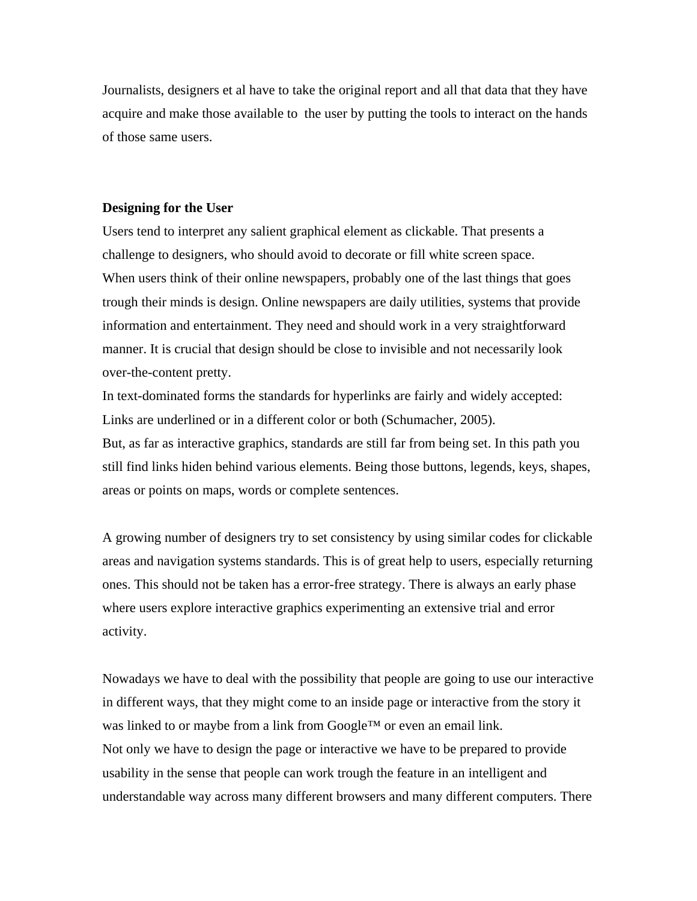Journalists, designers et al have to take the original report and all that data that they have acquire and make those available to the user by putting the tools to interact on the hands of those same users.

**Designing for the User**

Users tend to interpret any salient graphical element as clickable. That presents a challenge to designers, who should avoid to decorate or fill white screen space.
When users think of their online newspapers, probably one of the last things that goes trough their minds is design. Online newspapers are daily utilities, systems that provide information and entertainment. They need and should work in a very straightforward manner. It is crucial that design should be close to invisible and not necessarily look over-the-content pretty.
In text-dominated forms the standards for hyperlinks are fairly and widely accepted: Links are underlined or in a different color or both (Schumacher, 2005).
But, as far as interactive graphics, standards are still far from being set. In this path you still find links hiden behind various elements. Being those buttons, legends, keys, shapes, areas or points on maps, words or complete sentences.

A growing number of designers try to set consistency by using similar codes for clickable areas and navigation systems standards. This is of great help to users, especially returning ones. This should not be taken has a error-free strategy. There is always an early phase where users explore interactive graphics experimenting an extensive trial and error activity.

Nowadays we have to deal with the possibility that people are going to use our interactive in different ways, that they might come to an inside page or interactive from the story it was linked to or maybe from a link from Google™ or even an email link.
Not only we have to design the page or interactive we have to be prepared to provide usability in the sense that people can work trough the feature in an intelligent and understandable way across many different browsers and many different computers. There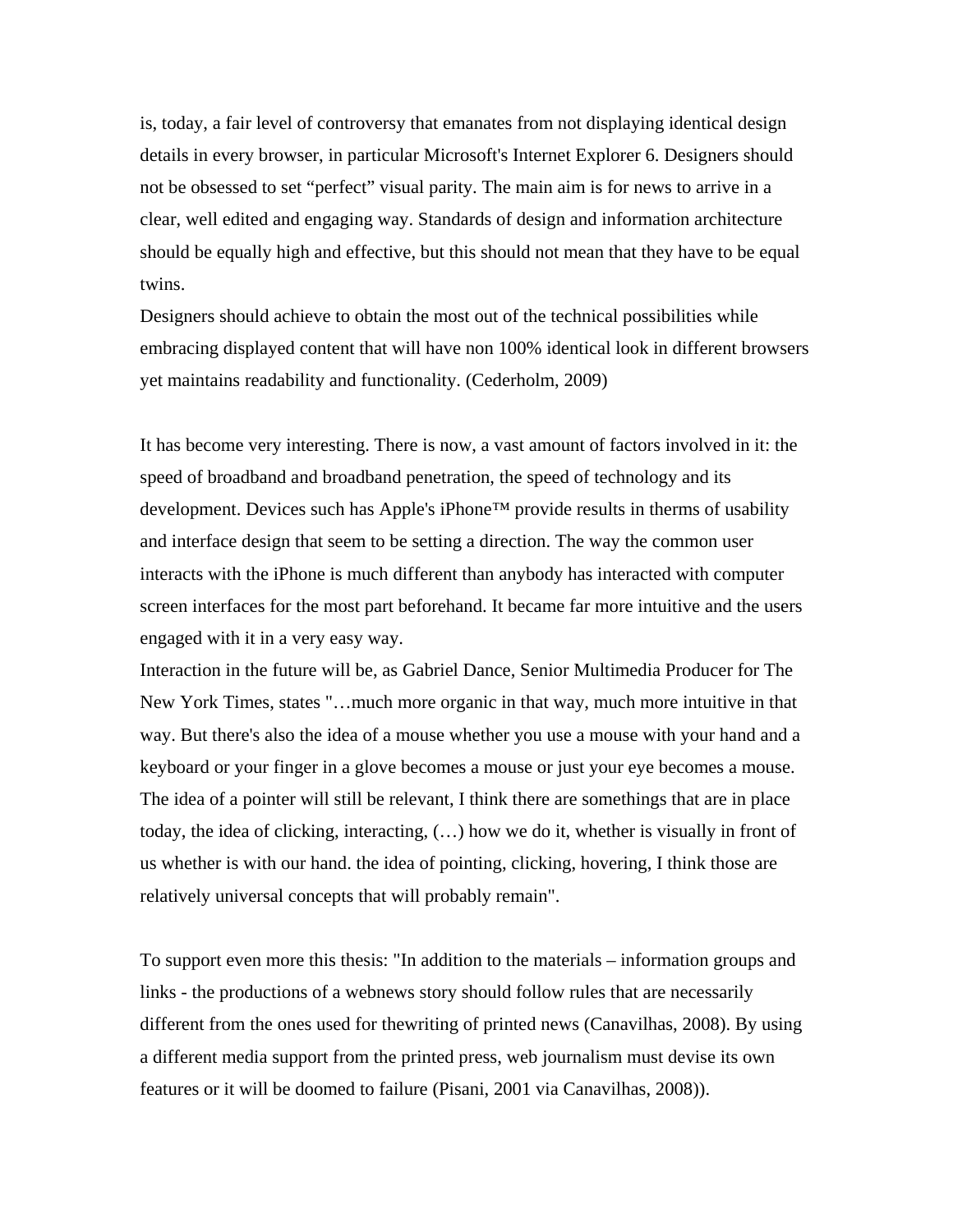is, today, a fair level of controversy that emanates from not displaying identical design details in every browser, in particular Microsoft's Internet Explorer 6. Designers should not be obsessed to set “perfect” visual parity. The main aim is for news to arrive in a clear, well edited and engaging way. Standards of design and information architecture should be equally high and effective, but this should not mean that they have to be equal twins.

Designers should achieve to obtain the most out of the technical possibilities while embracing displayed content that will have non 100% identical look in different browsers yet maintains readability and functionality. (Cederholm, 2009)

It has become very interesting. There is now, a vast amount of factors involved in it: the speed of broadband and broadband penetration, the speed of technology and its development. Devices such has Apple's iPhone™ provide results in therms of usability and interface design that seem to be setting a direction. The way the common user interacts with the iPhone is much different than anybody has interacted with computer screen interfaces for the most part beforehand. It became far more intuitive and the users engaged with it in a very easy way.

Interaction in the future will be, as Gabriel Dance, Senior Multimedia Producer for The New York Times, states "…much more organic in that way, much more intuitive in that way. But there's also the idea of a mouse whether you use a mouse with your hand and a keyboard or your finger in a glove becomes a mouse or just your eye becomes a mouse. The idea of a pointer will still be relevant, I think there are somethings that are in place today, the idea of clicking, interacting, (…) how we do it, whether is visually in front of us whether is with our hand. the idea of pointing, clicking, hovering, I think those are relatively universal concepts that will probably remain".

To support even more this thesis: "In addition to the materials – information groups and links - the productions of a webnews story should follow rules that are necessarily different from the ones used for thewriting of printed news (Canavilhas, 2008). By using a different media support from the printed press, web journalism must devise its own features or it will be doomed to failure (Pisani, 2001 via Canavilhas, 2008)).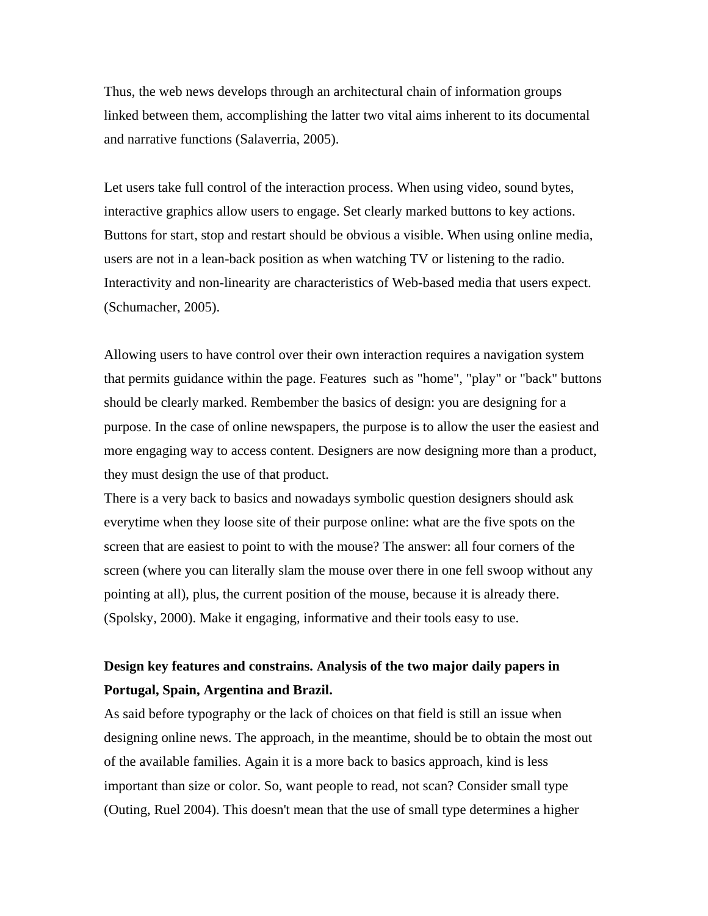Thus, the web news develops through an architectural chain of information groups linked between them, accomplishing the latter two vital aims inherent to its documental and narrative functions (Salaverria, 2005).

Let users take full control of the interaction process. When using video, sound bytes, interactive graphics allow users to engage. Set clearly marked buttons to key actions. Buttons for start, stop and restart should be obvious a visible. When using online media, users are not in a lean-back position as when watching TV or listening to the radio. Interactivity and non-linearity are characteristics of Web-based media that users expect. (Schumacher, 2005).

Allowing users to have control over their own interaction requires a navigation system that permits guidance within the page. Features such as "home", "play" or "back" buttons should be clearly marked. Rembember the basics of design: you are designing for a purpose. In the case of online newspapers, the purpose is to allow the user the easiest and more engaging way to access content. Designers are now designing more than a product, they must design the use of that product.
There is a very back to basics and nowadays symbolic question designers should ask everytime when they loose site of their purpose online: what are the five spots on the screen that are easiest to point to with the mouse? The answer: all four corners of the screen (where you can literally slam the mouse over there in one fell swoop without any pointing at all), plus, the current position of the mouse, because it is already there. (Spolsky, 2000). Make it engaging, informative and their tools easy to use.

**Design key features and constrains. Analysis of the two major daily papers in Portugal, Spain, Argentina and Brazil.**

As said before typography or the lack of choices on that field is still an issue when designing online news. The approach, in the meantime, should be to obtain the most out of the available families. Again it is a more back to basics approach, kind is less important than size or color. So, want people to read, not scan? Consider small type (Outing, Ruel 2004). This doesn't mean that the use of small type determines a higher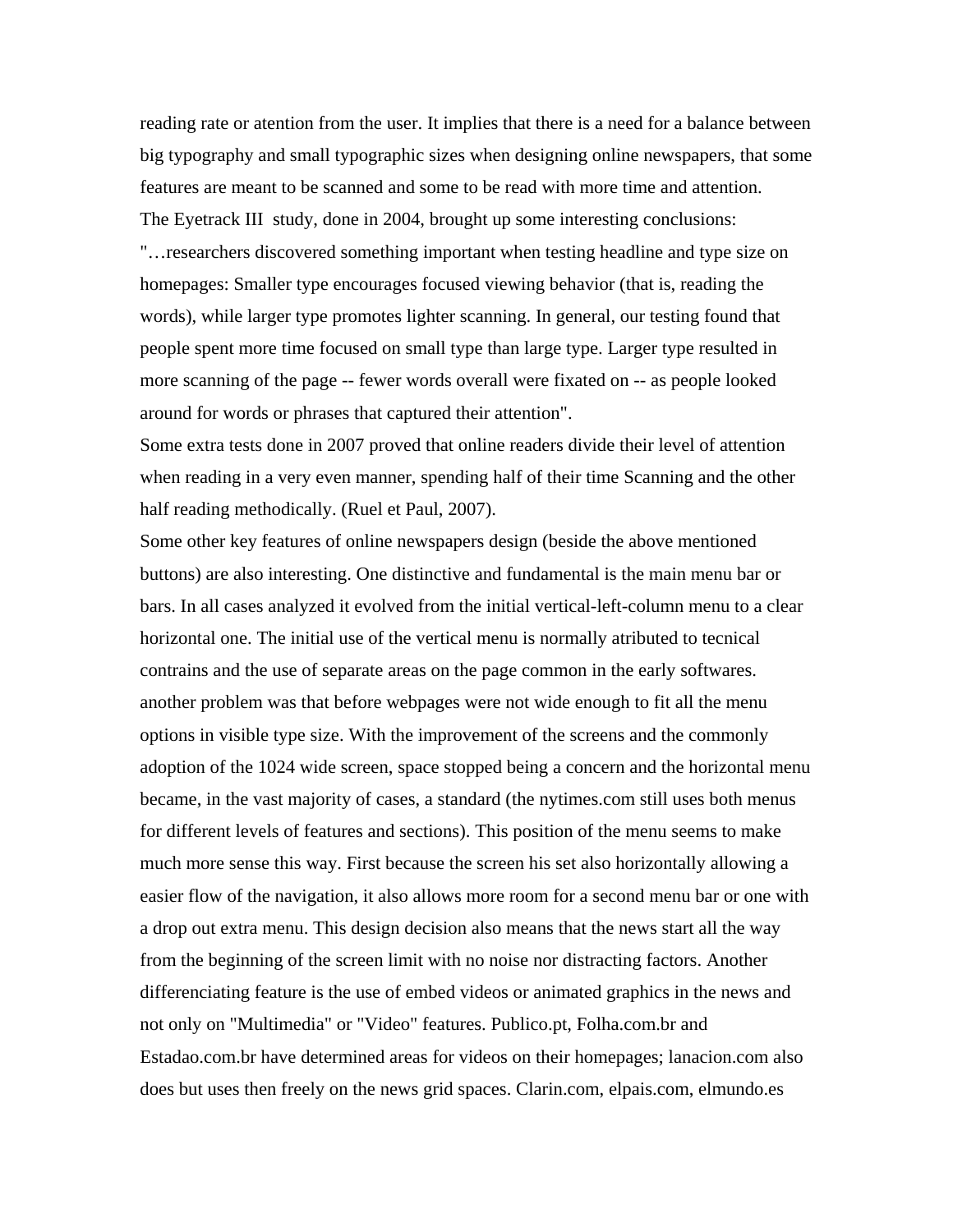reading rate or atention from the user. It implies that there is a need for a balance between big typography and small typographic sizes when designing online newspapers, that some features are meant to be scanned and some to be read with more time and attention.

The Eyetrack III study, done in 2004, brought up some interesting conclusions:

"…researchers discovered something important when testing headline and type size on homepages: Smaller type encourages focused viewing behavior (that is, reading the words), while larger type promotes lighter scanning. In general, our testing found that people spent more time focused on small type than large type. Larger type resulted in more scanning of the page -- fewer words overall were fixated on -- as people looked around for words or phrases that captured their attention".

Some extra tests done in 2007 proved that online readers divide their level of attention when reading in a very even manner, spending half of their time Scanning and the other half reading methodically. (Ruel et Paul, 2007).

Some other key features of online newspapers design (beside the above mentioned buttons) are also interesting. One distinctive and fundamental is the main menu bar or bars. In all cases analyzed it evolved from the initial vertical-left-column menu to a clear horizontal one. The initial use of the vertical menu is normally atributed to tecnical contrains and the use of separate areas on the page common in the early softwares. another problem was that before webpages were not wide enough to fit all the menu options in visible type size. With the improvement of the screens and the commonly adoption of the 1024 wide screen, space stopped being a concern and the horizontal menu became, in the vast majority of cases, a standard (the nytimes.com still uses both menus for different levels of features and sections). This position of the menu seems to make much more sense this way. First because the screen his set also horizontally allowing a easier flow of the navigation, it also allows more room for a second menu bar or one with a drop out extra menu. This design decision also means that the news start all the way from the beginning of the screen limit with no noise nor distracting factors. Another differenciating feature is the use of embed videos or animated graphics in the news and not only on "Multimedia" or "Video" features. Publico.pt, Folha.com.br and Estadao.com.br have determined areas for videos on their homepages; lanacion.com also does but uses then freely on the news grid spaces. Clarin.com, elpais.com, elmundo.es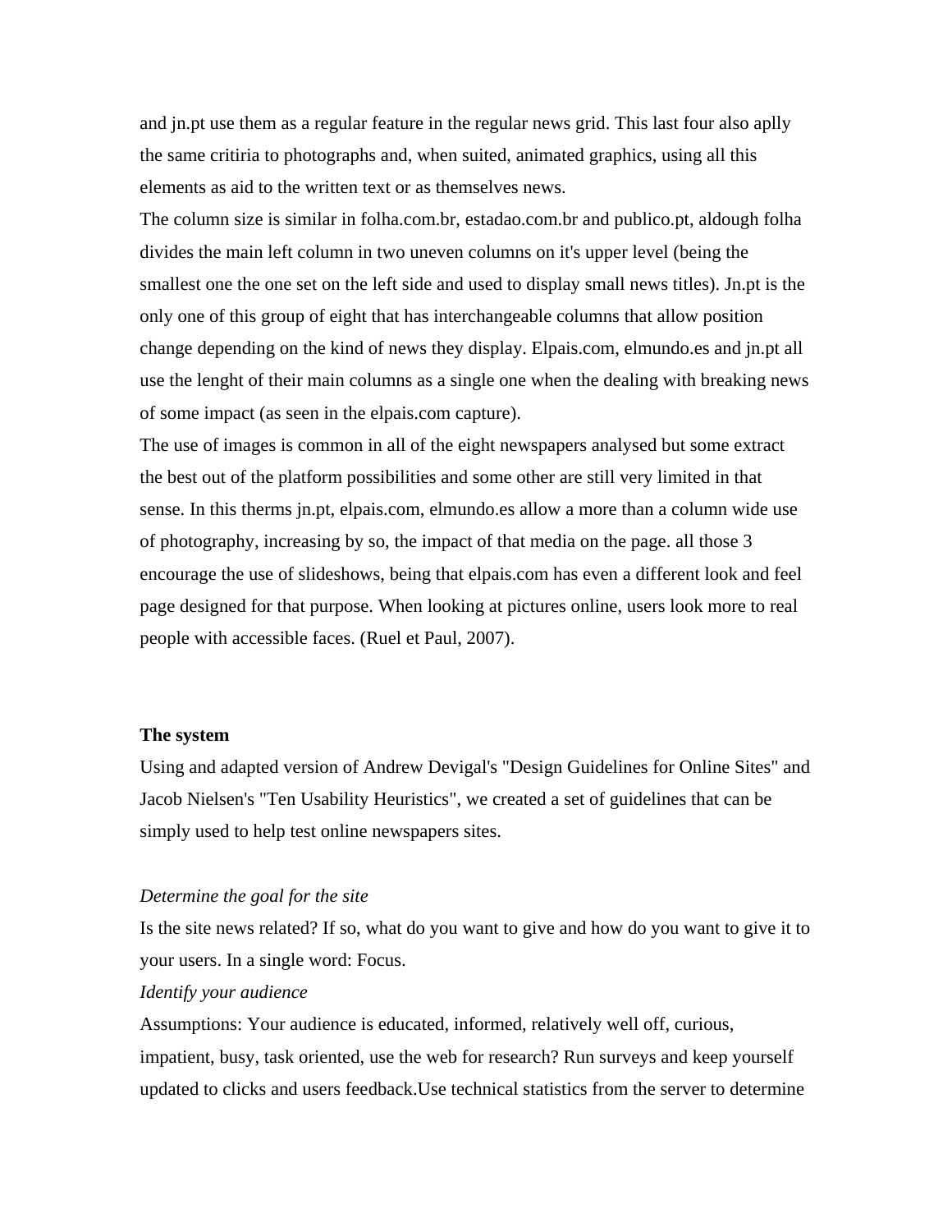and jn.pt use them as a regular feature in the regular news grid. This last four also aplly the same critiria to photographs and, when suited, animated graphics, using all this elements as aid to the written text or as themselves news.

The column size is similar in folha.com.br, estadao.com.br and publico.pt, aldough folha divides the main left column in two uneven columns on it's upper level (being the smallest one the one set on the left side and used to display small news titles). Jn.pt is the only one of this group of eight that has interchangeable columns that allow position change depending on the kind of news they display. Elpais.com, elmundo.es and jn.pt all use the lenght of their main columns as a single one when the dealing with breaking news of some impact (as seen in the elpais.com capture).

The use of images is common in all of the eight newspapers analysed but some extract the best out of the platform possibilities and some other are still very limited in that sense. In this therms jn.pt, elpais.com, elmundo.es allow a more than a column wide use of photography, increasing by so, the impact of that media on the page. all those 3 encourage the use of slideshows, being that elpais.com has even a different look and feel page designed for that purpose. When looking at pictures online, users look more to real people with accessible faces. (Ruel et Paul, 2007).

**The system**

Using and adapted version of Andrew Devigal's "Design Guidelines for Online Sites" and Jacob Nielsen's "Ten Usability Heuristics", we created a set of guidelines that can be simply used to help test online newspapers sites.

*Determine the goal for the site*

Is the site news related? If so, what do you want to give and how do you want to give it to your users. In a single word: Focus.

*Identify your audience*

Assumptions: Your audience is educated, informed, relatively well off, curious, impatient, busy, task oriented, use the web for research? Run surveys and keep yourself updated to clicks and users feedback.Use technical statistics from the server to determine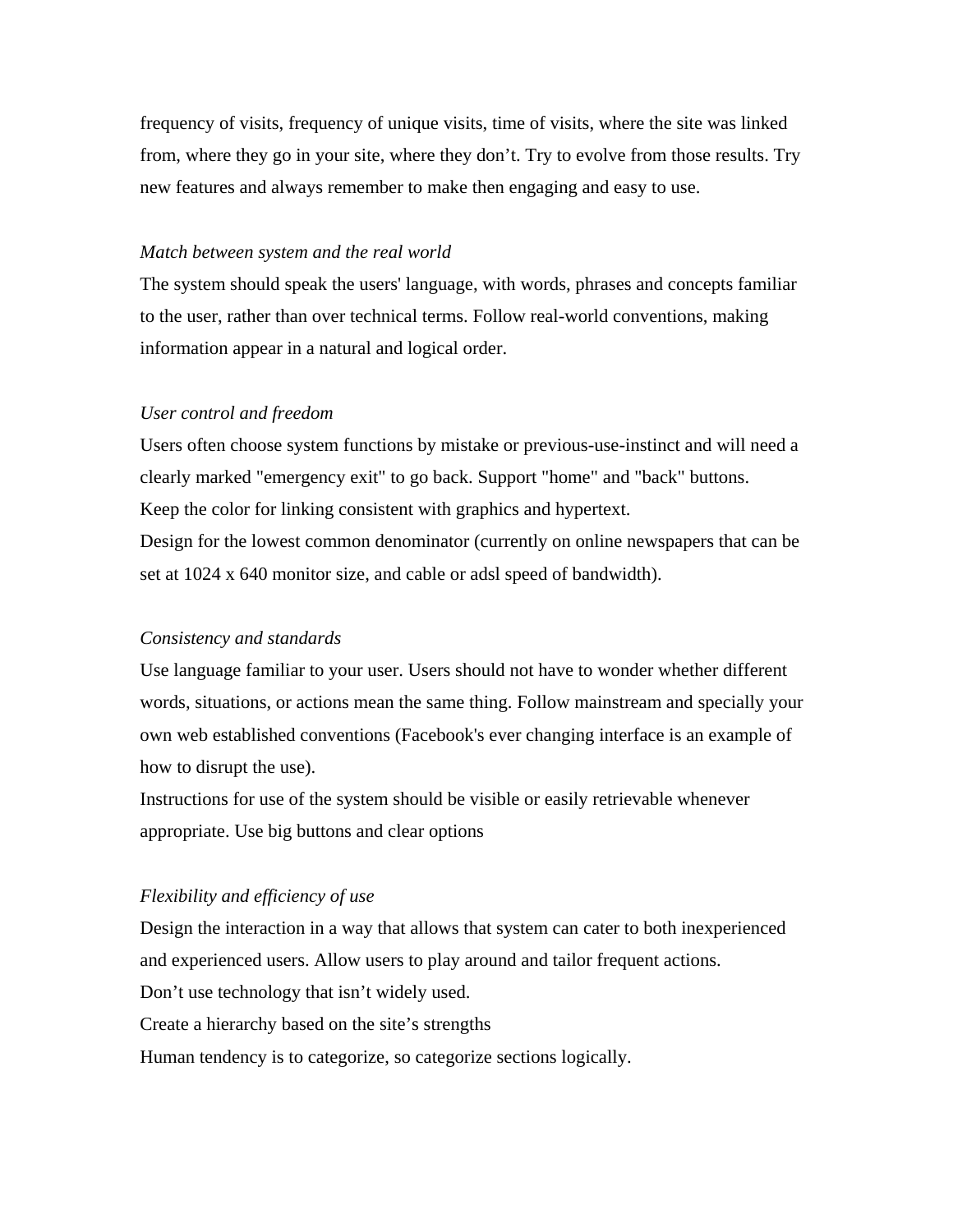frequency of visits, frequency of unique visits, time of visits, where the site was linked from, where they go in your site, where they don't. Try to evolve from those results. Try new features and always remember to make then engaging and easy to use.

*Match between system and the real world*

The system should speak the users' language, with words, phrases and concepts familiar to the user, rather than over technical terms. Follow real-world conventions, making information appear in a natural and logical order.

*User control and freedom*

Users often choose system functions by mistake or previous-use-instinct and will need a clearly marked "emergency exit" to go back. Support "home" and "back" buttons.
Keep the color for linking consistent with graphics and hypertext.
Design for the lowest common denominator (currently on online newspapers that can be set at 1024 x 640 monitor size, and cable or adsl speed of bandwidth).

*Consistency and standards*

Use language familiar to your user. Users should not have to wonder whether different words, situations, or actions mean the same thing. Follow mainstream and specially your own web established conventions (Facebook's ever changing interface is an example of how to disrupt the use).
Instructions for use of the system should be visible or easily retrievable whenever appropriate. Use big buttons and clear options

*Flexibility and efficiency of use*

Design the interaction in a way that allows that system can cater to both inexperienced and experienced users. Allow users to play around and tailor frequent actions.
Don't use technology that isn't widely used.
Create a hierarchy based on the site's strengths
Human tendency is to categorize, so categorize sections logically.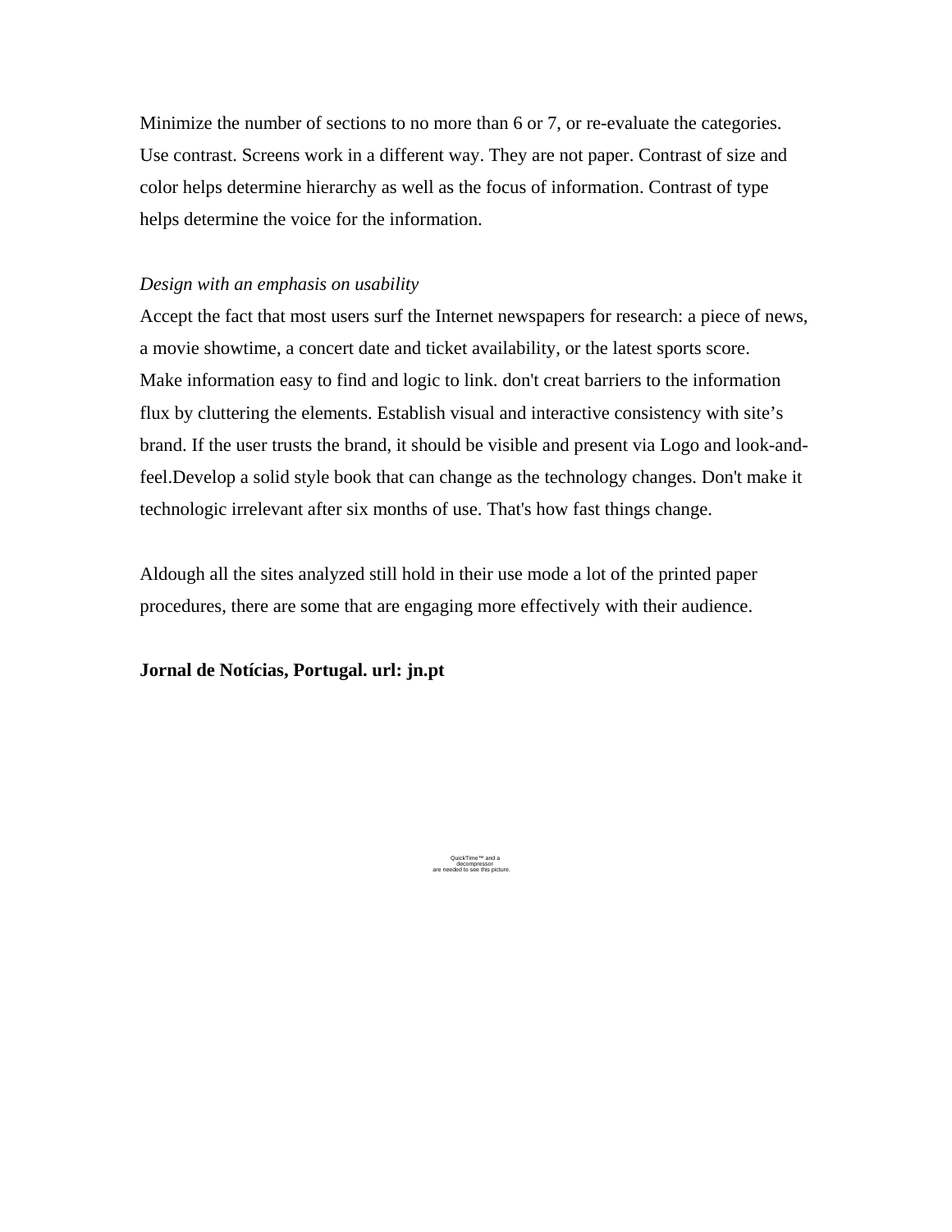Minimize the number of sections to no more than 6 or 7, or re-evaluate the categories.
Use contrast. Screens work in a different way. They are not paper. Contrast of size and color helps determine hierarchy as well as the focus of information. Contrast of type helps determine the voice for the information.

*Design with an emphasis on usability*

Accept the fact that most users surf the Internet newspapers for research: a piece of news, a movie showtime, a concert date and ticket availability, or the latest sports score.
Make information easy to find and logic to link. don't creat barriers to the information flux by cluttering the elements. Establish visual and interactive consistency with site's brand. If the user trusts the brand, it should be visible and present via Logo and look-and-feel.Develop a solid style book that can change as the technology changes. Don't make it technologic irrelevant after six months of use. That's how fast things change.

Aldough all the sites analyzed still hold in their use mode a lot of the printed paper procedures, there are some that are engaging more effectively with their audience.

**Jornal de Notícias, Portugal. url: jn.pt**

QuickTime™ and a decompressor are needed to see this picture.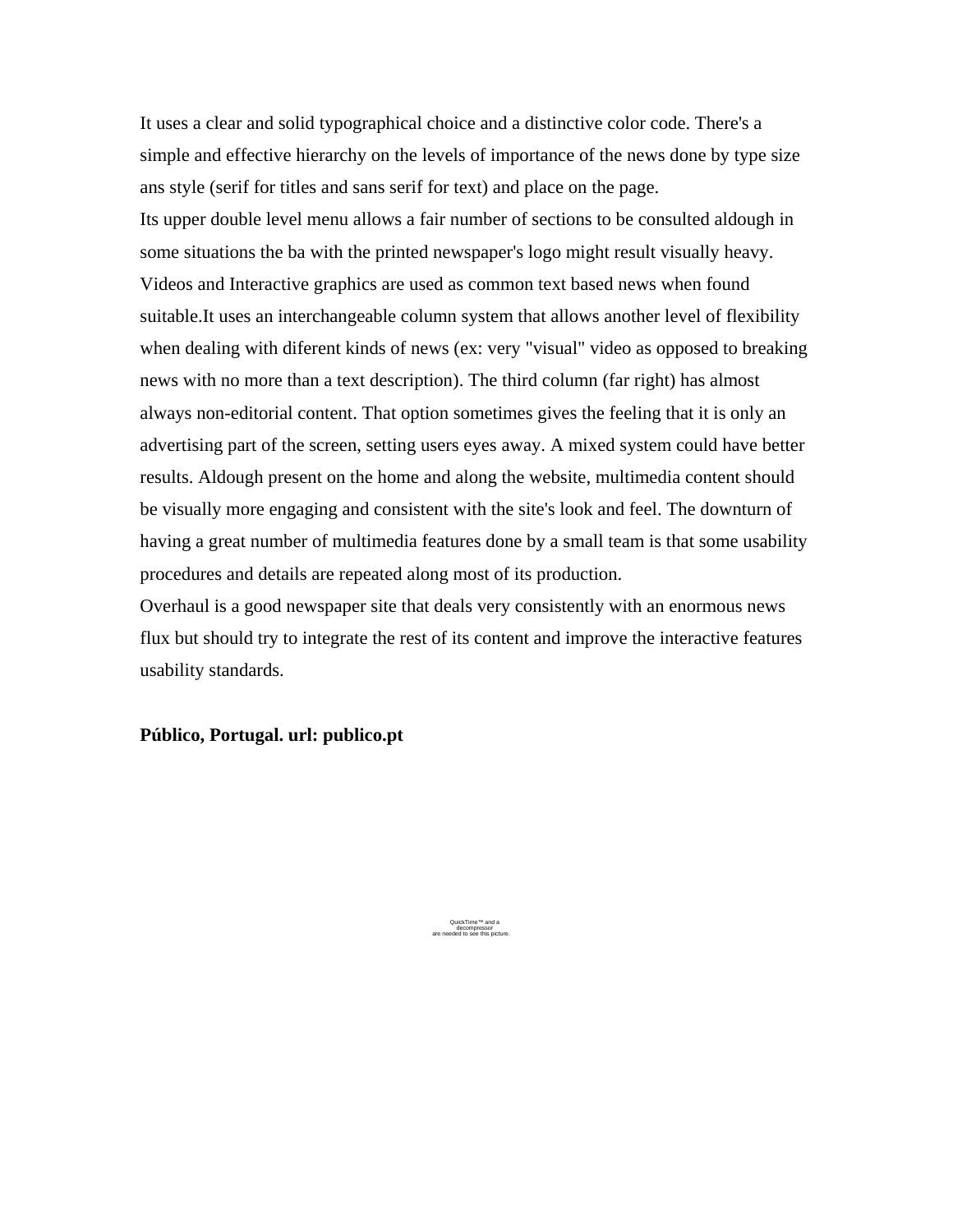It uses a clear and solid typographical choice and a distinctive color code. There's a simple and effective hierarchy on the levels of importance of the news done by type size ans style (serif for titles and sans serif for text) and place on the page.
Its upper double level menu allows a fair number of sections to be consulted aldough in some situations the ba with the printed newspaper's logo might result visually heavy.
Videos and Interactive graphics are used as common text based news when found suitable.It uses an interchangeable column system that allows another level of flexibility when dealing with diferent kinds of news (ex: very "visual" video as opposed to breaking news with no more than a text description). The third column (far right) has almost always non-editorial content. That option sometimes gives the feeling that it is only an advertising part of the screen, setting users eyes away. A mixed system could have better results. Aldough present on the home and along the website, multimedia content should be visually more engaging and consistent with the site's look and feel. The downturn of having a great number of multimedia features done by a small team is that some usability procedures and details are repeated along most of its production.
Overhaul is a good newspaper site that deals very consistently with an enormous news flux but should try to integrate the rest of its content and improve the interactive features usability standards.

**Público, Portugal. url: publico.pt**

QuickTime™ and a
decompressor
are needed to see this picture.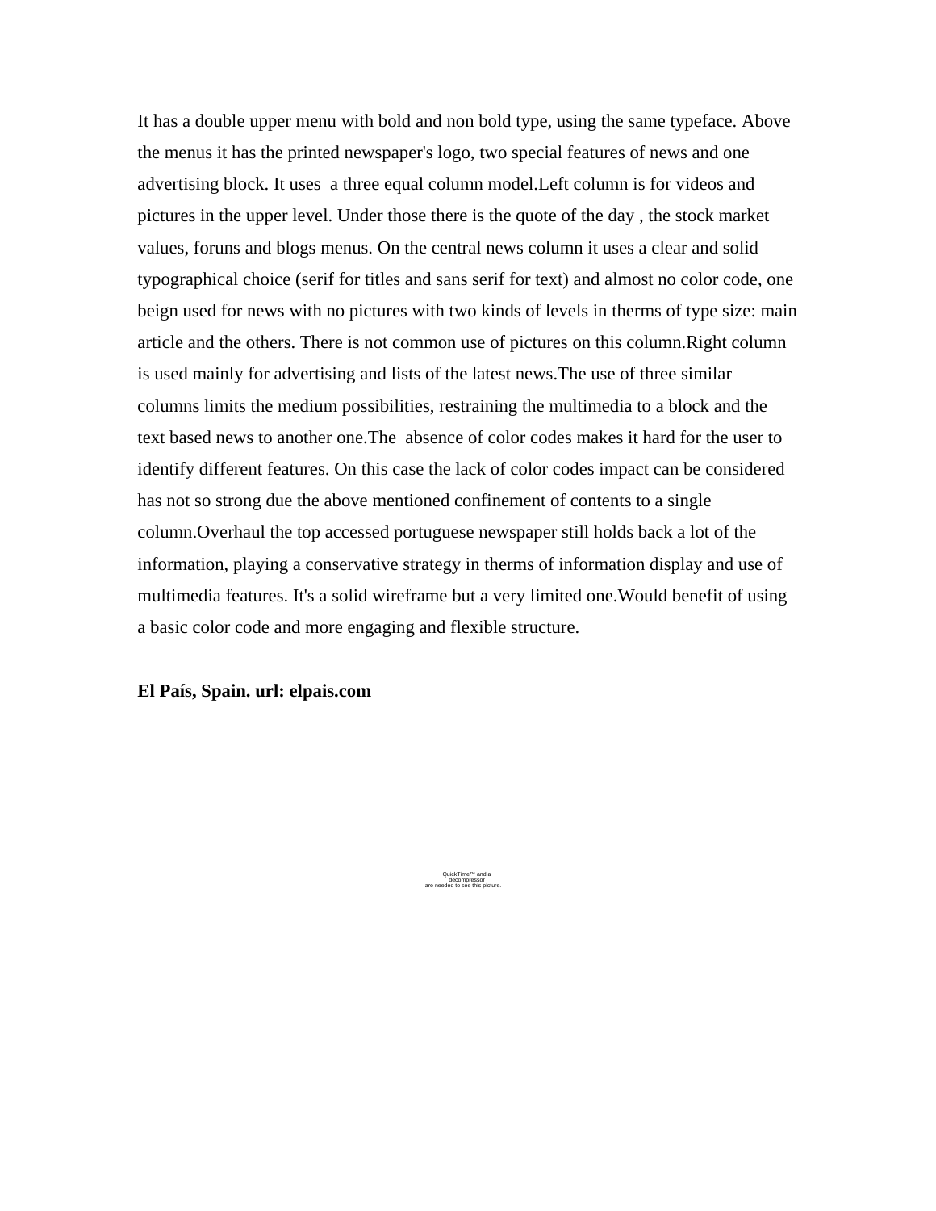It has a double upper menu with bold and non bold type, using the same typeface. Above the menus it has the printed newspaper's logo, two special features of news and one advertising block. It uses  a three equal column model.Left column is for videos and pictures in the upper level. Under those there is the quote of the day , the stock market values, foruns and blogs menus. On the central news column it uses a clear and solid typographical choice (serif for titles and sans serif for text) and almost no color code, one beign used for news with no pictures with two kinds of levels in therms of type size: main article and the others. There is not common use of pictures on this column.Right column is used mainly for advertising and lists of the latest news.The use of three similar columns limits the medium possibilities, restraining the multimedia to a block and the text based news to another one.The  absence of color codes makes it hard for the user to identify different features. On this case the lack of color codes impact can be considered has not so strong due the above mentioned confinement of contents to a single column.Overhaul the top accessed portuguese newspaper still holds back a lot of the information, playing a conservative strategy in therms of information display and use of multimedia features. It's a solid wireframe but a very limited one.Would benefit of using a basic color code and more engaging and flexible structure.

**El País, Spain. url: elpais.com**

QuickTime™ and a
decompressor
are needed to see this picture.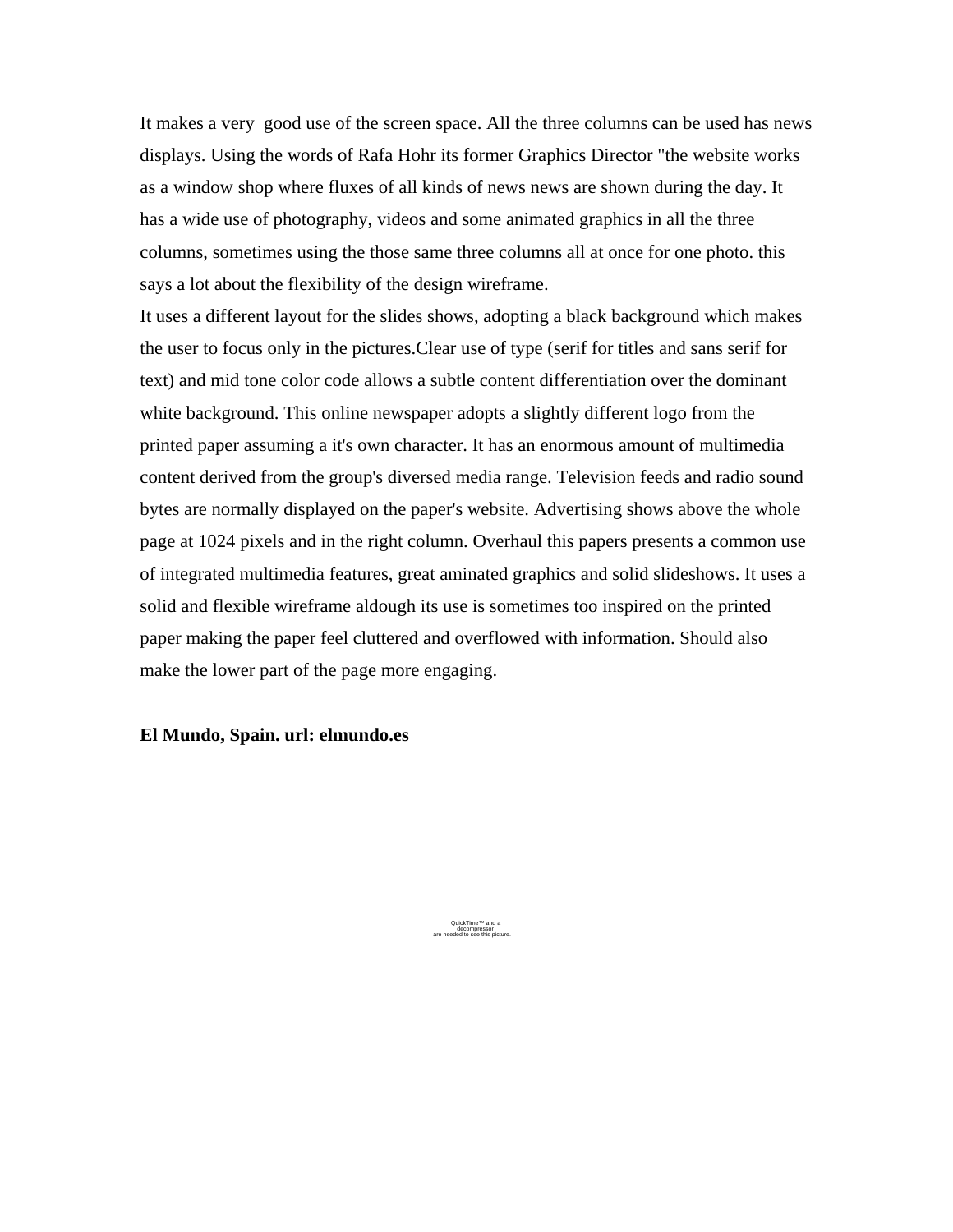It makes a very  good use of the screen space. All the three columns can be used has news displays. Using the words of Rafa Hohr its former Graphics Director "the website works as a window shop where fluxes of all kinds of news news are shown during the day. It has a wide use of photography, videos and some animated graphics in all the three columns, sometimes using the those same three columns all at once for one photo. this says a lot about the flexibility of the design wireframe.
It uses a different layout for the slides shows, adopting a black background which makes the user to focus only in the pictures.Clear use of type (serif for titles and sans serif for text) and mid tone color code allows a subtle content differentiation over the dominant white background. This online newspaper adopts a slightly different logo from the printed paper assuming a it's own character. It has an enormous amount of multimedia content derived from the group's diversed media range. Television feeds and radio sound bytes are normally displayed on the paper's website. Advertising shows above the whole page at 1024 pixels and in the right column. Overhaul this papers presents a common use of integrated multimedia features, great aminated graphics and solid slideshows. It uses a solid and flexible wireframe aldough its use is sometimes too inspired on the printed paper making the paper feel cluttered and overflowed with information. Should also make the lower part of the page more engaging.

**El Mundo, Spain. url: elmundo.es**

QuickTime™ and a
decompressor
are needed to see this picture.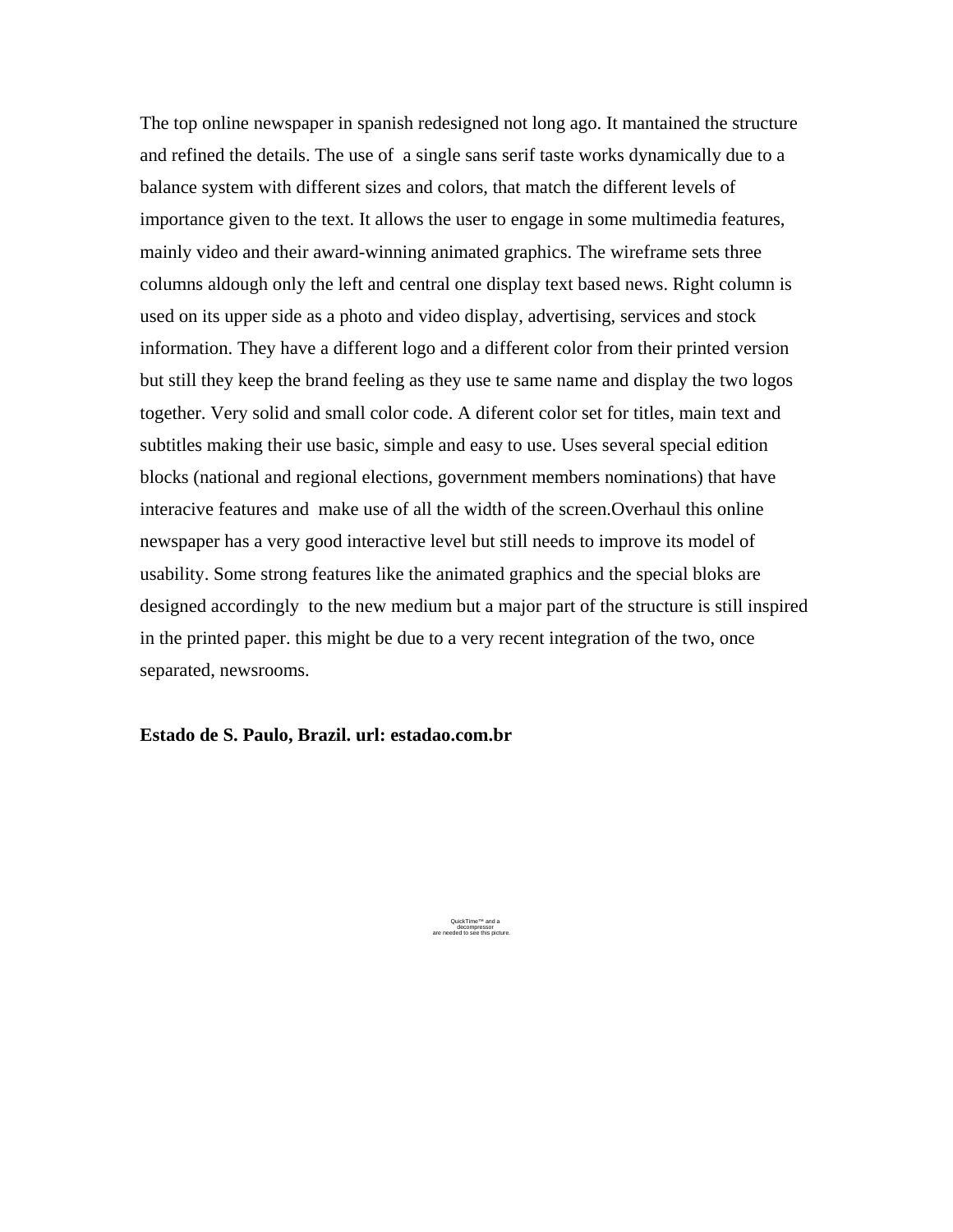The top online newspaper in spanish redesigned not long ago. It mantained the structure and refined the details. The use of  a single sans serif taste works dynamically due to a balance system with different sizes and colors, that match the different levels of importance given to the text. It allows the user to engage in some multimedia features, mainly video and their award-winning animated graphics. The wireframe sets three columns aldough only the left and central one display text based news. Right column is used on its upper side as a photo and video display, advertising, services and stock information. They have a different logo and a different color from their printed version but still they keep the brand feeling as they use te same name and display the two logos together. Very solid and small color code. A diferent color set for titles, main text and subtitles making their use basic, simple and easy to use. Uses several special edition blocks (national and regional elections, government members nominations) that have interacive features and  make use of all the width of the screen.Overhaul this online newspaper has a very good interactive level but still needs to improve its model of usability. Some strong features like the animated graphics and the special bloks are designed accordingly  to the new medium but a major part of the structure is still inspired in the printed paper. this might be due to a very recent integration of the two, once separated, newsrooms.

**Estado de S. Paulo, Brazil. url: estadao.com.br**

QuickTime™ and a
decompressor
are needed to see this picture.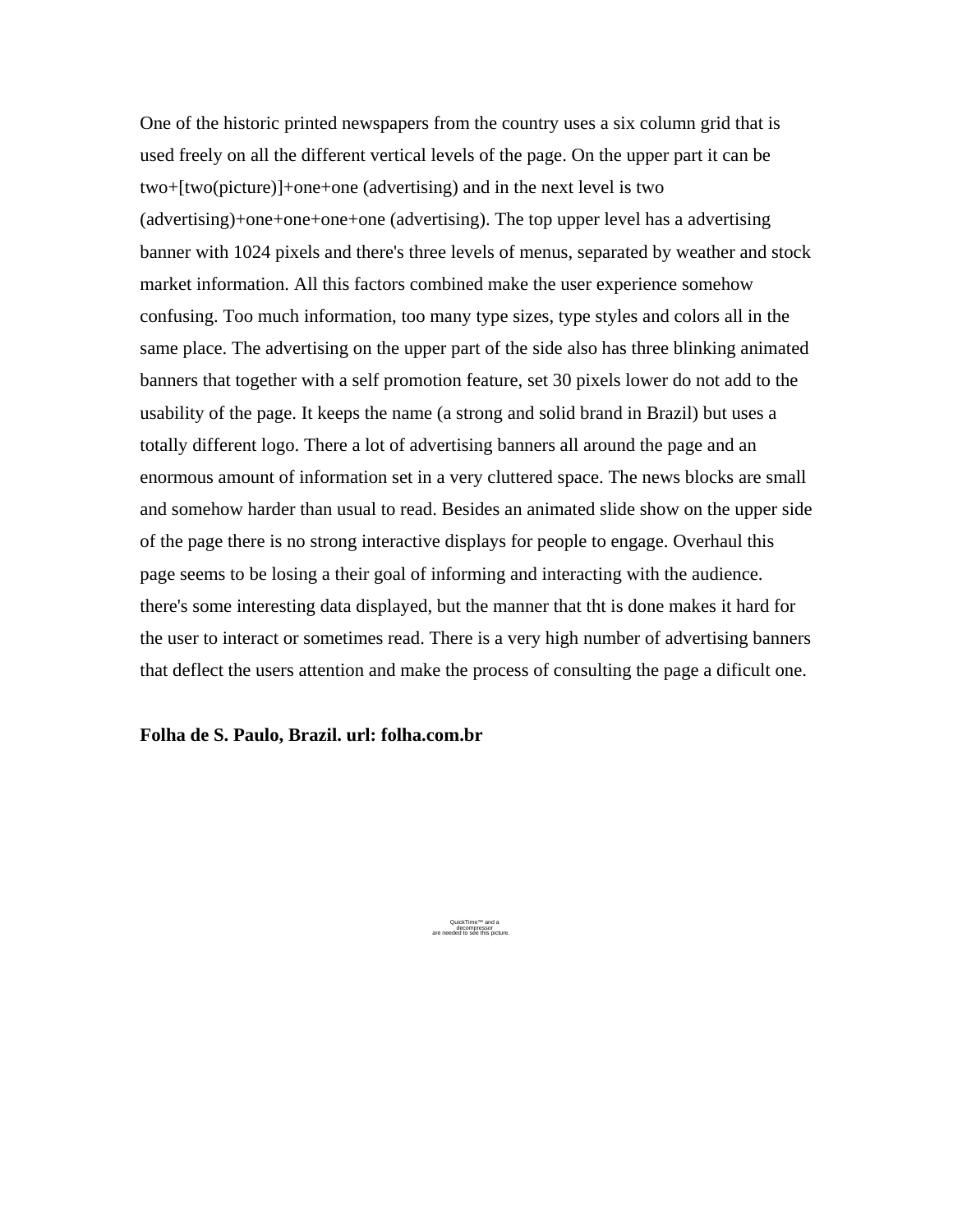One of the historic printed newspapers from the country uses a six column grid that is used freely on all the different vertical levels of the page. On the upper part it can be two+[two(picture)]+one+one (advertising) and in the next level is two (advertising)+one+one+one+one (advertising). The top upper level has a advertising banner with 1024 pixels and there's three levels of menus, separated by weather and stock market information. All this factors combined make the user experience somehow confusing. Too much information, too many type sizes, type styles and colors all in the same place. The advertising on the upper part of the side also has three blinking animated banners that together with a self promotion feature, set 30 pixels lower do not add to the usability of the page. It keeps the name (a strong and solid brand in Brazil) but uses a totally different logo. There a lot of advertising banners all around the page and an enormous amount of information set in a very cluttered space. The news blocks are small and somehow harder than usual to read. Besides an animated slide show on the upper side of the page there is no strong interactive displays for people to engage. Overhaul this page seems to be losing a their goal of informing and interacting with the audience. there's some interesting data displayed, but the manner that tht is done makes it hard for the user to interact or sometimes read. There is a very high number of advertising banners that deflect the users attention and make the process of consulting the page a dificult one.

**Folha de S. Paulo, Brazil. url: folha.com.br**

QuickTime™ and a
decompressor
are needed to see this picture.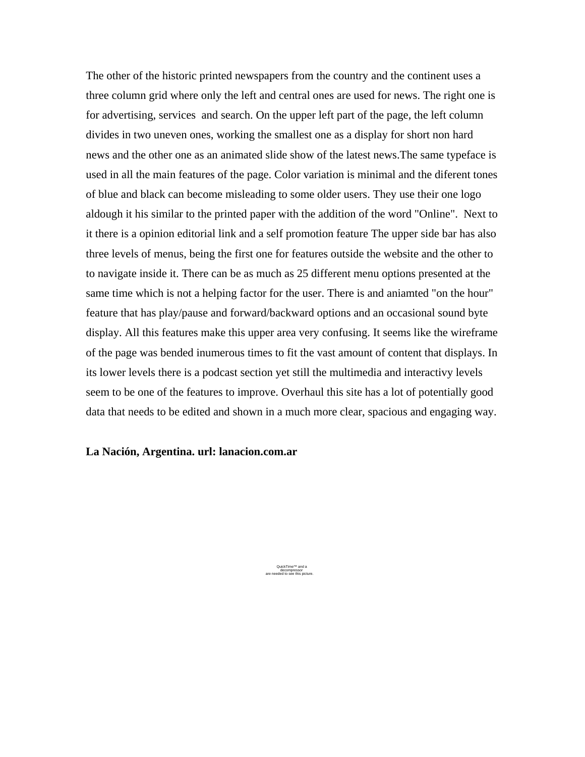The other of the historic printed newspapers from the country and the continent uses a three column grid where only the left and central ones are used for news. The right one is for advertising, services  and search. On the upper left part of the page, the left column divides in two uneven ones, working the smallest one as a display for short non hard news and the other one as an animated slide show of the latest news.The same typeface is used in all the main features of the page. Color variation is minimal and the diferent tones of blue and black can become misleading to some older users. They use their one logo aldough it his similar to the printed paper with the addition of the word "Online".  Next to it there is a opinion editorial link and a self promotion feature The upper side bar has also three levels of menus, being the first one for features outside the website and the other to to navigate inside it. There can be as much as 25 different menu options presented at the same time which is not a helping factor for the user. There is and aniamted "on the hour" feature that has play/pause and forward/backward options and an occasional sound byte display. All this features make this upper area very confusing. It seems like the wireframe of the page was bended inumerous times to fit the vast amount of content that displays. In its lower levels there is a podcast section yet still the multimedia and interactivy levels seem to be one of the features to improve. Overhaul this site has a lot of potentially good data that needs to be edited and shown in a much more clear, spacious and engaging way.

**La Nación, Argentina. url: lanacion.com.ar**

QuickTime™ and a
decompressor
are needed to see this picture.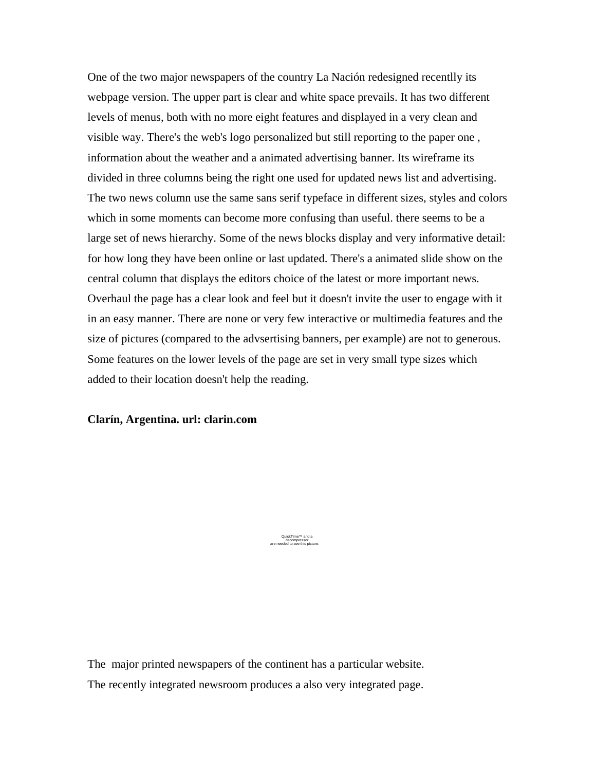One of the two major newspapers of the country La Nación redesigned recentlly its webpage version. The upper part is clear and white space prevails. It has two different levels of menus, both with no more eight features and displayed in a very clean and visible way. There's the web's logo personalized but still reporting to the paper one , information about the weather and a animated advertising banner. Its wireframe its divided in three columns being the right one used for updated news list and advertising. The two news column use the same sans serif typeface in different sizes, styles and colors which in some moments can become more confusing than useful. there seems to be a large set of news hierarchy. Some of the news blocks display and very informative detail: for how long they have been online or last updated. There's a animated slide show on the central column that displays the editors choice of the latest or more important news. Overhaul the page has a clear look and feel but it doesn't invite the user to engage with it in an easy manner. There are none or very few interactive or multimedia features and the size of pictures (compared to the advsertising banners, per example) are not to generous. Some features on the lower levels of the page are set in very small type sizes which added to their location doesn't help the reading.

**Clarín, Argentina. url: clarin.com**

QuickTime™ and a decompressor are needed to see this picture.

The major printed newspapers of the continent has a particular website.
The recently integrated newsroom produces a also very integrated page.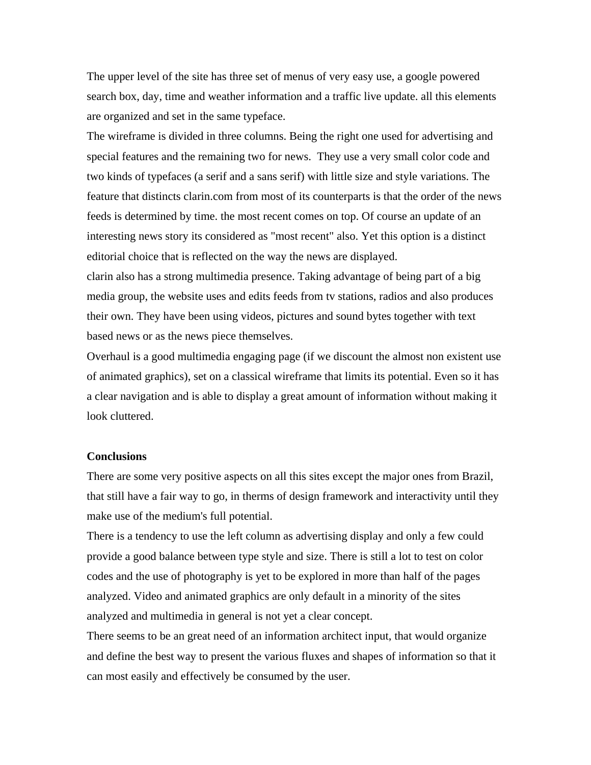The upper level of the site has three set of menus of very easy use, a google powered search box, day, time and weather information and a traffic live update. all this elements are organized and set in the same typeface.

The wireframe is divided in three columns. Being the right one used for advertising and special features and the remaining two for news. They use a very small color code and two kinds of typefaces (a serif and a sans serif) with little size and style variations. The feature that distincts clarin.com from most of its counterparts is that the order of the news feeds is determined by time. the most recent comes on top. Of course an update of an interesting news story its considered as "most recent" also. Yet this option is a distinct editorial choice that is reflected on the way the news are displayed.

clarin also has a strong multimedia presence. Taking advantage of being part of a big media group, the website uses and edits feeds from tv stations, radios and also produces their own. They have been using videos, pictures and sound bytes together with text based news or as the news piece themselves.

Overhaul is a good multimedia engaging page (if we discount the almost non existent use of animated graphics), set on a classical wireframe that limits its potential. Even so it has a clear navigation and is able to display a great amount of information without making it look cluttered.

**Conclusions**

There are some very positive aspects on all this sites except the major ones from Brazil, that still have a fair way to go, in therms of design framework and interactivity until they make use of the medium's full potential.

There is a tendency to use the left column as advertising display and only a few could provide a good balance between type style and size. There is still a lot to test on color codes and the use of photography is yet to be explored in more than half of the pages analyzed. Video and animated graphics are only default in a minority of the sites analyzed and multimedia in general is not yet a clear concept.

There seems to be an great need of an information architect input, that would organize and define the best way to present the various fluxes and shapes of information so that it can most easily and effectively be consumed by the user.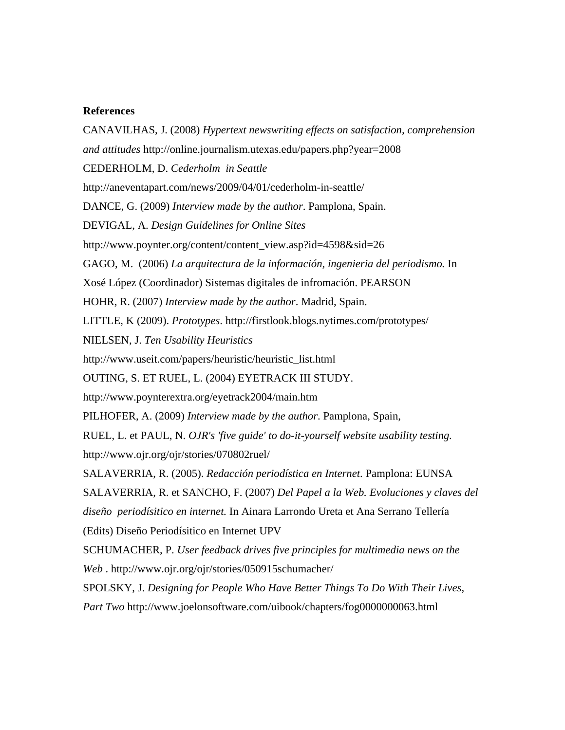**References**

CANAVILHAS, J. (2008) *Hypertext newswriting effects on satisfaction, comprehension and attitudes* http://online.journalism.utexas.edu/papers.php?year=2008

CEDERHOLM, D. *Cederholm in Seattle* http://aneventapart.com/news/2009/04/01/cederholm-in-seattle/

DANCE, G. (2009) *Interview made by the author*. Pamplona, Spain.

DEVIGAL, A. *Design Guidelines for Online Sites* http://www.poynter.org/content/content_view.asp?id=4598&sid=26

GAGO, M. (2006) *La arquitectura de la información, ingenieria del periodismo.* In Xosé López (Coordinador) Sistemas digitales de infromación. PEARSON

HOHR, R. (2007) *Interview made by the author*. Madrid, Spain.

LITTLE, K (2009). *Prototypes*. http://firstlook.blogs.nytimes.com/prototypes/

NIELSEN, J. *Ten Usability Heuristics* http://www.useit.com/papers/heuristic/heuristic_list.html

OUTING, S. ET RUEL, L. (2004) EYETRACK III STUDY. http://www.poynterextra.org/eyetrack2004/main.htm

PILHOFER, A. (2009) *Interview made by the author*. Pamplona, Spain,

RUEL, L. et PAUL, N. *OJR's 'five guide' to do-it-yourself website usability testing.* http://www.ojr.org/ojr/stories/070802ruel/

SALAVERRIA, R. (2005). *Redacción periodística en Internet*. Pamplona: EUNSA

SALAVERRIA, R. et SANCHO, F. (2007) *Del Papel a la Web. Evoluciones y claves del diseño periodísitico en internet.* In Ainara Larrondo Ureta et Ana Serrano Tellería (Edits) Diseño Periodísitico en Internet UPV

SCHUMACHER, P. *User feedback drives five principles for multimedia news on the Web* . http://www.ojr.org/ojr/stories/050915schumacher/

SPOLSKY, J. *Designing for People Who Have Better Things To Do With Their Lives, Part Two* http://www.joelonsoftware.com/uibook/chapters/fog0000000063.html